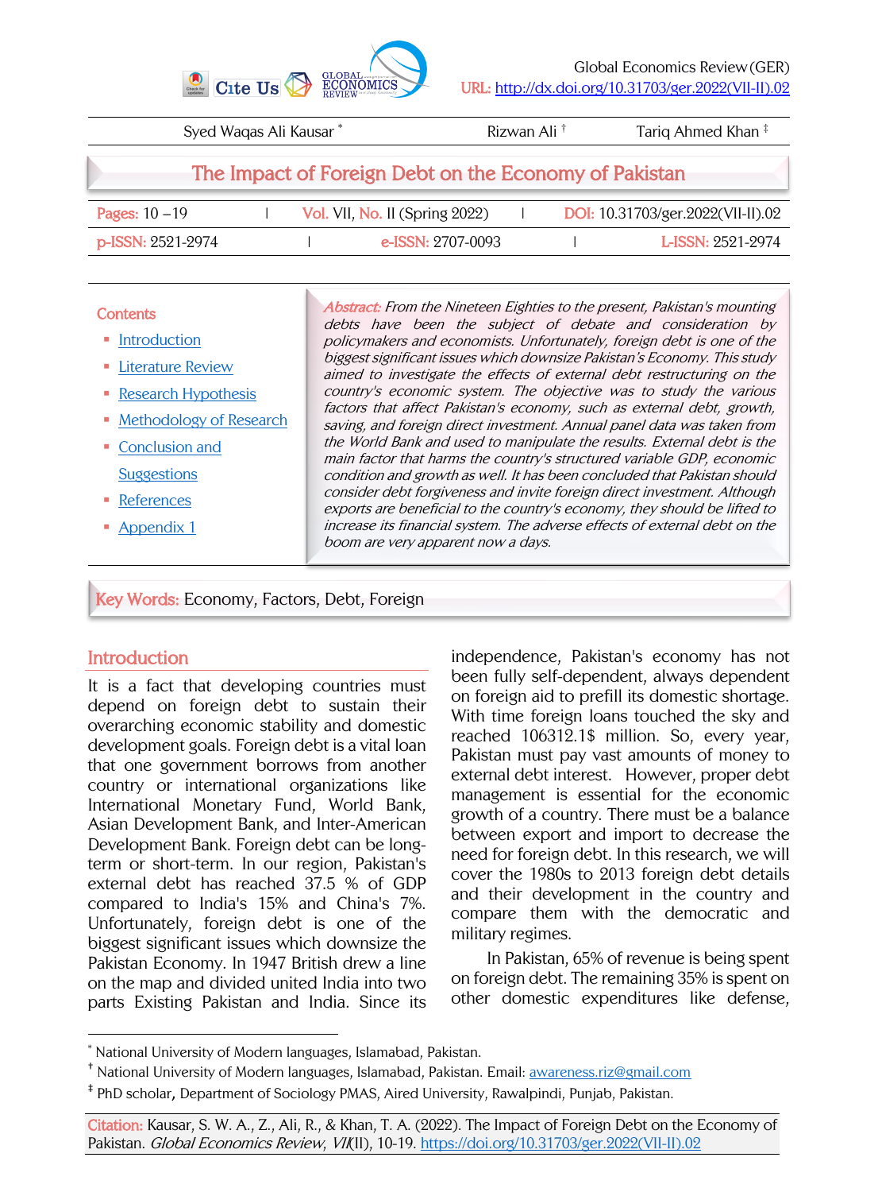Global Economics Review (GER)
URL: http://dx.doi.org/10.31703/ger.2022(VII-II).02

Syed Waqas Ali Kausar [*] | Rizwan Ali [†] | Tariq Ahmed Khan [‡]

# The Impact of Foreign Debt on the Economy of Pakistan

Pages: 10 – 19 | Vol. VII, No. II (Spring 2022) | DOI: 10.31703/ger.2022(VII-II).02

p-ISSN: 2521-2974 | e-ISSN: 2707-0093 | L-ISSN: 2521-2974

**Contents**

- Introduction
- Literature Review
- Research Hypothesis
- Methodology of Research
- Conclusion and Suggestions
- References
- Appendix 1

*Abstract: From the Nineteen Eighties to the present, Pakistan's mounting debts have been the subject of debate and consideration by policymakers and economists. Unfortunately, foreign debt is one of the biggest significant issues which downsize Pakistan's Economy. This study aimed to investigate the effects of external debt restructuring on the country's economic system. The objective was to study the various factors that affect Pakistan's economy, such as external debt, growth, saving, and foreign direct investment. Annual panel data was taken from the World Bank and used to manipulate the results. External debt is the main factor that harms the country's structured variable GDP, economic condition and growth as well. It has been concluded that Pakistan should consider debt forgiveness and invite foreign direct investment. Although exports are beneficial to the country's economy, they should be lifted to increase its financial system. The adverse effects of external debt on the boom are very apparent now a days.*

**Key Words:** Economy, Factors, Debt, Foreign

## Introduction

It is a fact that developing countries must depend on foreign debt to sustain their overarching economic stability and domestic development goals. Foreign debt is a vital loan that one government borrows from another country or international organizations like International Monetary Fund, World Bank, Asian Development Bank, and Inter-American Development Bank. Foreign debt can be long-term or short-term. In our region, Pakistan's external debt has reached 37.5 % of GDP compared to India's 15% and China's 7%. Unfortunately, foreign debt is one of the biggest significant issues which downsize the Pakistan Economy. In 1947 British drew a line on the map and divided united India into two parts Existing Pakistan and India. Since its independence, Pakistan's economy has not been fully self-dependent, always dependent on foreign aid to prefill its domestic shortage. With time foreign loans touched the sky and reached 106312.1$ million. So, every year, Pakistan must pay vast amounts of money to external debt interest. However, proper debt management is essential for the economic growth of a country. There must be a balance between export and import to decrease the need for foreign debt. In this research, we will cover the 1980s to 2013 foreign debt details and their development in the country and compare them with the democratic and military regimes.

In Pakistan, 65% of revenue is being spent on foreign debt. The remaining 35% is spent on other domestic expenditures like defense,

---

[*] National University of Modern languages, Islamabad, Pakistan.

[†] National University of Modern languages, Islamabad, Pakistan. Email: awareness.riz@gmail.com

[‡] PhD scholar, Department of Sociology PMAS, Aired University, Rawalpindi, Punjab, Pakistan.

**Citation:** Kausar, S. W. A., Z., Ali, R., & Khan, T. A. (2022). The Impact of Foreign Debt on the Economy of Pakistan. *Global Economics Review, VII*(II), 10-19. https://doi.org/10.31703/ger.2022(VII-II).02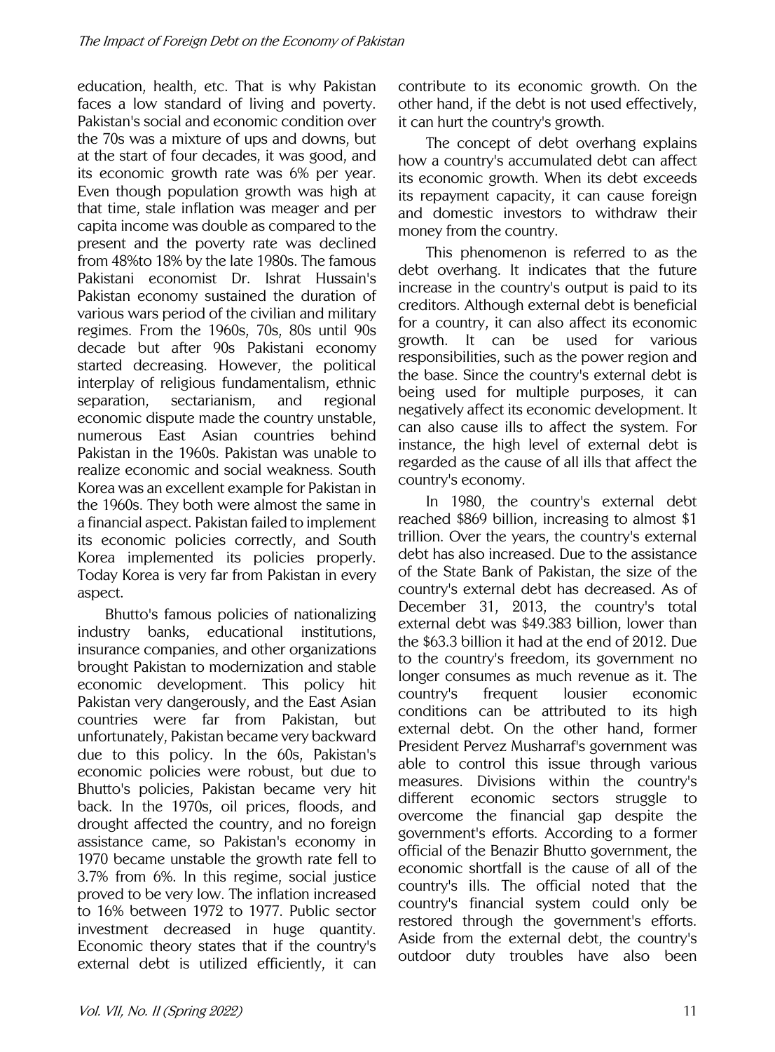education, health, etc. That is why Pakistan faces a low standard of living and poverty. Pakistan's social and economic condition over the 70s was a mixture of ups and downs, but at the start of four decades, it was good, and its economic growth rate was 6% per year. Even though population growth was high at that time, stale inflation was meager and per capita income was double as compared to the present and the poverty rate was declined from 48%to 18% by the late 1980s. The famous Pakistani economist Dr. Ishrat Hussain's Pakistan economy sustained the duration of various wars period of the civilian and military regimes. From the 1960s, 70s, 80s until 90s decade but after 90s Pakistani economy started decreasing. However, the political interplay of religious fundamentalism, ethnic separation, sectarianism, and regional economic dispute made the country unstable, numerous East Asian countries behind Pakistan in the 1960s. Pakistan was unable to realize economic and social weakness. South Korea was an excellent example for Pakistan in the 1960s. They both were almost the same in a financial aspect. Pakistan failed to implement its economic policies correctly, and South Korea implemented its policies properly. Today Korea is very far from Pakistan in every aspect.

Bhutto's famous policies of nationalizing industry banks, educational institutions, insurance companies, and other organizations brought Pakistan to modernization and stable economic development. This policy hit Pakistan very dangerously, and the East Asian countries were far from Pakistan, but unfortunately, Pakistan became very backward due to this policy. In the 60s, Pakistan's economic policies were robust, but due to Bhutto's policies, Pakistan became very hit back. In the 1970s, oil prices, floods, and drought affected the country, and no foreign assistance came, so Pakistan's economy in 1970 became unstable the growth rate fell to 3.7% from 6%. In this regime, social justice proved to be very low. The inflation increased to 16% between 1972 to 1977. Public sector investment decreased in huge quantity. Economic theory states that if the country's external debt is utilized efficiently, it can contribute to its economic growth. On the other hand, if the debt is not used effectively, it can hurt the country's growth.

The concept of debt overhang explains how a country's accumulated debt can affect its economic growth. When its debt exceeds its repayment capacity, it can cause foreign and domestic investors to withdraw their money from the country.

This phenomenon is referred to as the debt overhang. It indicates that the future increase in the country's output is paid to its creditors. Although external debt is beneficial for a country, it can also affect its economic growth. It can be used for various responsibilities, such as the power region and the base. Since the country's external debt is being used for multiple purposes, it can negatively affect its economic development. It can also cause ills to affect the system. For instance, the high level of external debt is regarded as the cause of all ills that affect the country's economy.

In 1980, the country's external debt reached $869 billion, increasing to almost $1 trillion. Over the years, the country's external debt has also increased. Due to the assistance of the State Bank of Pakistan, the size of the country's external debt has decreased. As of December 31, 2013, the country's total external debt was $49.383 billion, lower than the $63.3 billion it had at the end of 2012. Due to the country's freedom, its government no longer consumes as much revenue as it. The country's frequent lousier economic conditions can be attributed to its high external debt. On the other hand, former President Pervez Musharraf's government was able to control this issue through various measures. Divisions within the country's different economic sectors struggle to overcome the financial gap despite the government's efforts. According to a former official of the Benazir Bhutto government, the economic shortfall is the cause of all of the country's ills. The official noted that the country's financial system could only be restored through the government's efforts. Aside from the external debt, the country's outdoor duty troubles have also been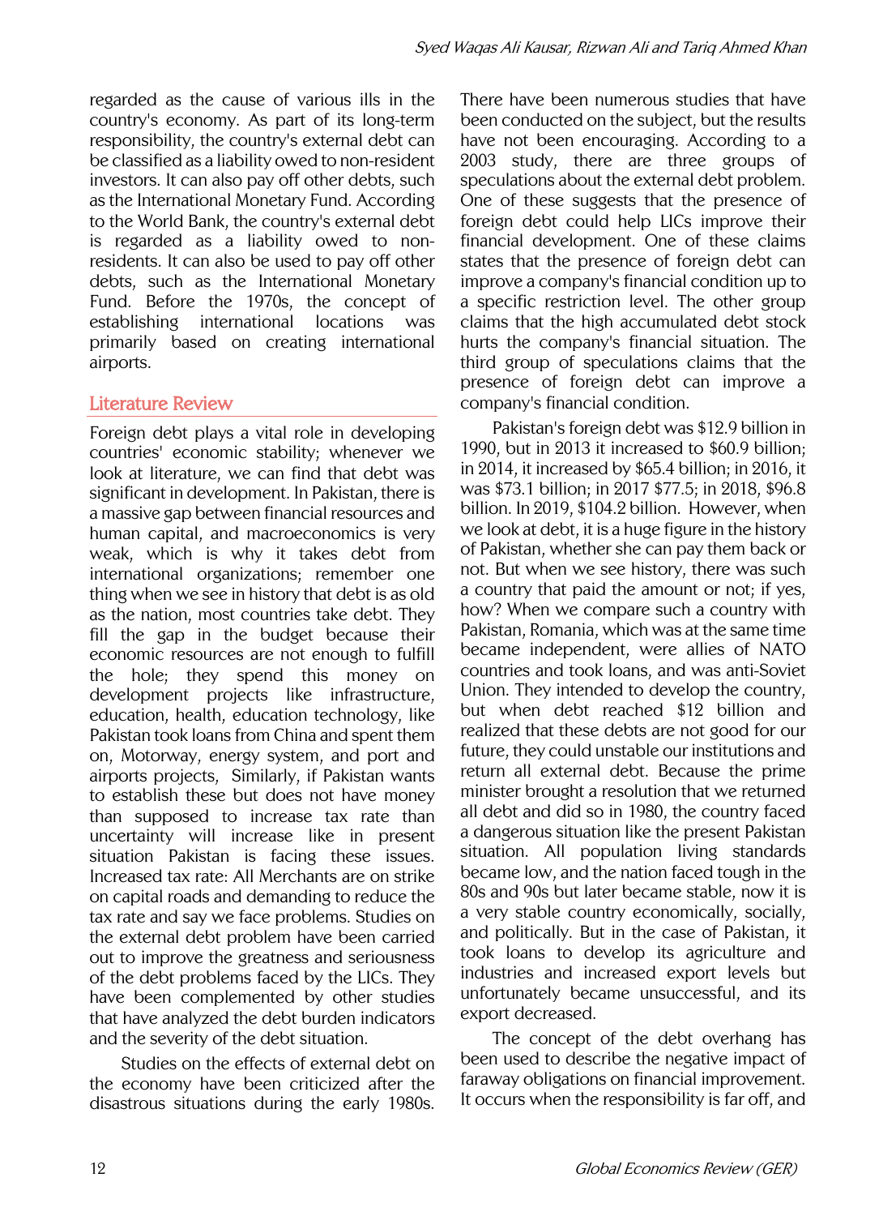regarded as the cause of various ills in the country's economy. As part of its long-term responsibility, the country's external debt can be classified as a liability owed to non-resident investors. It can also pay off other debts, such as the International Monetary Fund. According to the World Bank, the country's external debt is regarded as a liability owed to non-residents. It can also be used to pay off other debts, such as the International Monetary Fund. Before the 1970s, the concept of establishing international locations was primarily based on creating international airports.

## Literature Review

Foreign debt plays a vital role in developing countries' economic stability; whenever we look at literature, we can find that debt was significant in development. In Pakistan, there is a massive gap between financial resources and human capital, and macroeconomics is very weak, which is why it takes debt from international organizations; remember one thing when we see in history that debt is as old as the nation, most countries take debt. They fill the gap in the budget because their economic resources are not enough to fulfill the hole; they spend this money on development projects like infrastructure, education, health, education technology, like Pakistan took loans from China and spent them on, Motorway, energy system, and port and airports projects, Similarly, if Pakistan wants to establish these but does not have money than supposed to increase tax rate than uncertainty will increase like in present situation Pakistan is facing these issues. Increased tax rate: All Merchants are on strike on capital roads and demanding to reduce the tax rate and say we face problems. Studies on the external debt problem have been carried out to improve the greatness and seriousness of the debt problems faced by the LICs. They have been complemented by other studies that have analyzed the debt burden indicators and the severity of the debt situation.

Studies on the effects of external debt on the economy have been criticized after the disastrous situations during the early 1980s. There have been numerous studies that have been conducted on the subject, but the results have not been encouraging. According to a 2003 study, there are three groups of speculations about the external debt problem. One of these suggests that the presence of foreign debt could help LICs improve their financial development. One of these claims states that the presence of foreign debt can improve a company's financial condition up to a specific restriction level. The other group claims that the high accumulated debt stock hurts the company's financial situation. The third group of speculations claims that the presence of foreign debt can improve a company's financial condition.

Pakistan's foreign debt was $12.9 billion in 1990, but in 2013 it increased to $60.9 billion; in 2014, it increased by $65.4 billion; in 2016, it was $73.1 billion; in 2017 $77.5; in 2018, $96.8 billion. In 2019, $104.2 billion. However, when we look at debt, it is a huge figure in the history of Pakistan, whether she can pay them back or not. But when we see history, there was such a country that paid the amount or not; if yes, how? When we compare such a country with Pakistan, Romania, which was at the same time became independent, were allies of NATO countries and took loans, and was anti-Soviet Union. They intended to develop the country, but when debt reached $12 billion and realized that these debts are not good for our future, they could unstable our institutions and return all external debt. Because the prime minister brought a resolution that we returned all debt and did so in 1980, the country faced a dangerous situation like the present Pakistan situation. All population living standards became low, and the nation faced tough in the 80s and 90s but later became stable, now it is a very stable country economically, socially, and politically. But in the case of Pakistan, it took loans to develop its agriculture and industries and increased export levels but unfortunately became unsuccessful, and its export decreased.

The concept of the debt overhang has been used to describe the negative impact of faraway obligations on financial improvement. It occurs when the responsibility is far off, and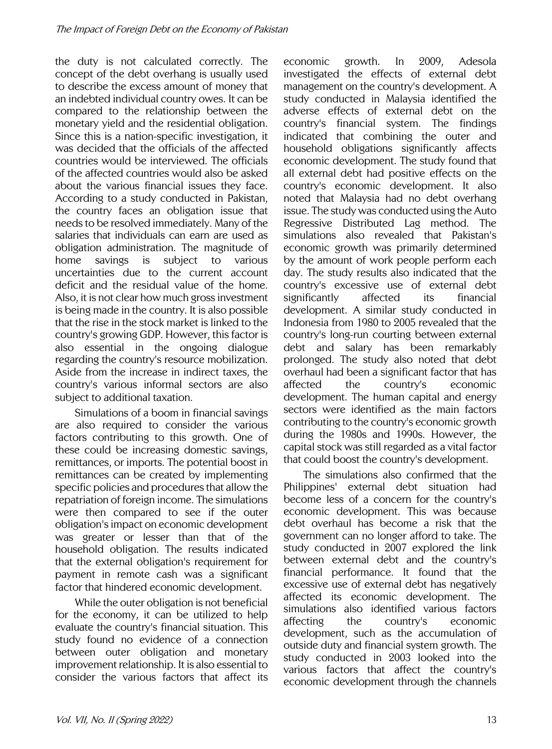the duty is not calculated correctly. The concept of the debt overhang is usually used to describe the excess amount of money that an indebted individual country owes. It can be compared to the relationship between the monetary yield and the residential obligation. Since this is a nation-specific investigation, it was decided that the officials of the affected countries would be interviewed. The officials of the affected countries would also be asked about the various financial issues they face. According to a study conducted in Pakistan, the country faces an obligation issue that needs to be resolved immediately. Many of the salaries that individuals can earn are used as obligation administration. The magnitude of home savings is subject to various uncertainties due to the current account deficit and the residual value of the home. Also, it is not clear how much gross investment is being made in the country. It is also possible that the rise in the stock market is linked to the country's growing GDP. However, this factor is also essential in the ongoing dialogue regarding the country's resource mobilization. Aside from the increase in indirect taxes, the country's various informal sectors are also subject to additional taxation.

Simulations of a boom in financial savings are also required to consider the various factors contributing to this growth. One of these could be increasing domestic savings, remittances, or imports. The potential boost in remittances can be created by implementing specific policies and procedures that allow the repatriation of foreign income. The simulations were then compared to see if the outer obligation's impact on economic development was greater or lesser than that of the household obligation. The results indicated that the external obligation's requirement for payment in remote cash was a significant factor that hindered economic development.

While the outer obligation is not beneficial for the economy, it can be utilized to help evaluate the country's financial situation. This study found no evidence of a connection between outer obligation and monetary improvement relationship. It is also essential to consider the various factors that affect its economic growth. In 2009, Adesola investigated the effects of external debt management on the country's development. A study conducted in Malaysia identified the adverse effects of external debt on the country's financial system. The findings indicated that combining the outer and household obligations significantly affects economic development. The study found that all external debt had positive effects on the country's economic development. It also noted that Malaysia had no debt overhang issue. The study was conducted using the Auto Regressive Distributed Lag method. The simulations also revealed that Pakistan's economic growth was primarily determined by the amount of work people perform each day. The study results also indicated that the country's excessive use of external debt significantly affected its financial development. A similar study conducted in Indonesia from 1980 to 2005 revealed that the country's long-run courting between external debt and salary has been remarkably prolonged. The study also noted that debt overhaul had been a significant factor that has affected the country's economic development. The human capital and energy sectors were identified as the main factors contributing to the country's economic growth during the 1980s and 1990s. However, the capital stock was still regarded as a vital factor that could boost the country's development.

The simulations also confirmed that the Philippines' external debt situation had become less of a concern for the country's economic development. This was because debt overhaul has become a risk that the government can no longer afford to take. The study conducted in 2007 explored the link between external debt and the country's financial performance. It found that the excessive use of external debt has negatively affected its economic development. The simulations also identified various factors affecting the country's economic development, such as the accumulation of outside duty and financial system growth. The study conducted in 2003 looked into the various factors that affect the country's economic development through the channels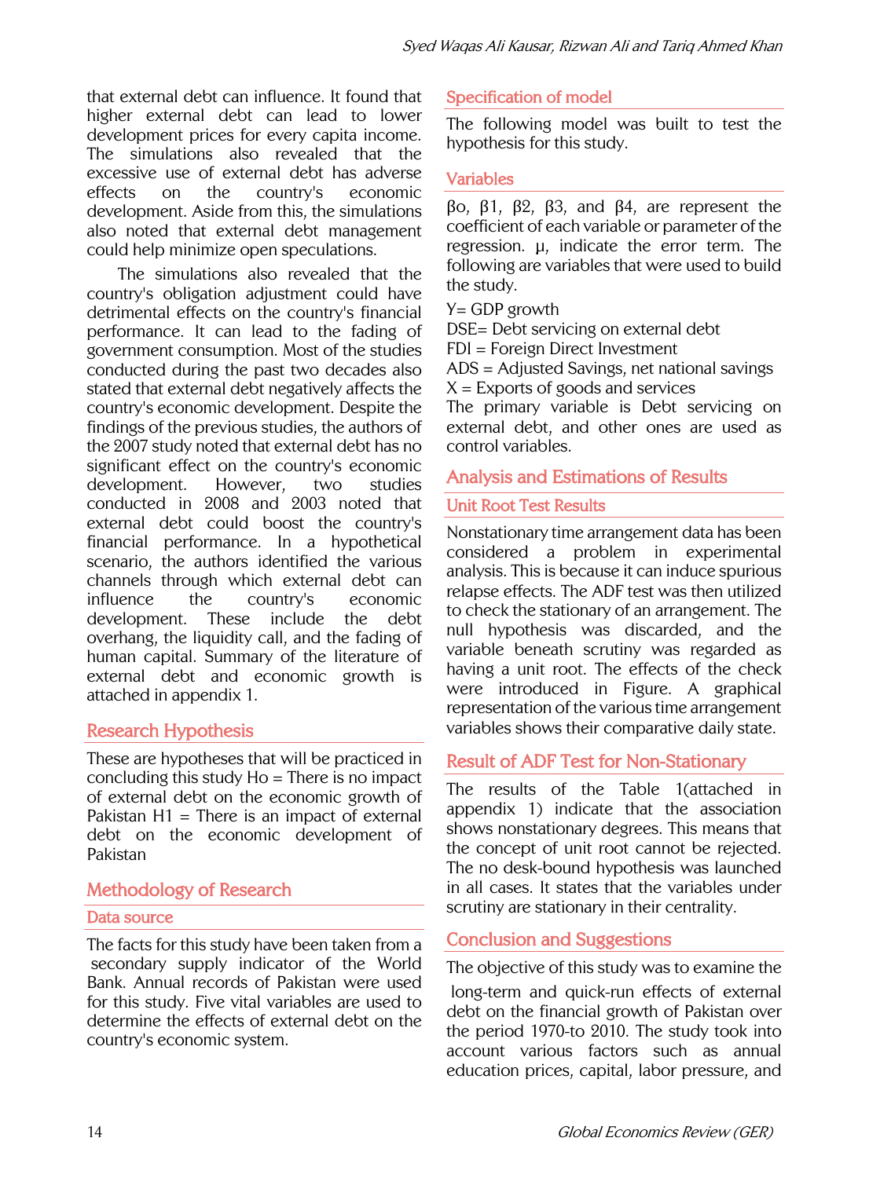that external debt can influence. It found that higher external debt can lead to lower development prices for every capita income. The simulations also revealed that the excessive use of external debt has adverse effects on the country's economic development. Aside from this, the simulations also noted that external debt management could help minimize open speculations.

The simulations also revealed that the country's obligation adjustment could have detrimental effects on the country's financial performance. It can lead to the fading of government consumption. Most of the studies conducted during the past two decades also stated that external debt negatively affects the country's economic development. Despite the findings of the previous studies, the authors of the 2007 study noted that external debt has no significant effect on the country's economic development. However, two studies conducted in 2008 and 2003 noted that external debt could boost the country's financial performance. In a hypothetical scenario, the authors identified the various channels through which external debt can influence the country's economic development. These include the debt overhang, the liquidity call, and the fading of human capital. Summary of the literature of external debt and economic growth is attached in appendix 1.

## Research Hypothesis

These are hypotheses that will be practiced in concluding this study Ho = There is no impact of external debt on the economic growth of Pakistan H1 = There is an impact of external debt on the economic development of Pakistan

## Methodology of Research

### Data source

The facts for this study have been taken from a secondary supply indicator of the World Bank. Annual records of Pakistan were used for this study. Five vital variables are used to determine the effects of external debt on the country's economic system.

### Specification of model

The following model was built to test the hypothesis for this study.

### Variables

βo, β1, β2, β3, and β4, are represent the coefficient of each variable or parameter of the regression. μ, indicate the error term. The following are variables that were used to build the study.

Y= GDP growth
DSE= Debt servicing on external debt
FDI = Foreign Direct Investment
ADS = Adjusted Savings, net national savings
X = Exports of goods and services
The primary variable is Debt servicing on external debt, and other ones are used as control variables.

## Analysis and Estimations of Results

### Unit Root Test Results

Nonstationary time arrangement data has been considered a problem in experimental analysis. This is because it can induce spurious relapse effects. The ADF test was then utilized to check the stationary of an arrangement. The null hypothesis was discarded, and the variable beneath scrutiny was regarded as having a unit root. The effects of the check were introduced in Figure. A graphical representation of the various time arrangement variables shows their comparative daily state.

### Result of ADF Test for Non-Stationary

The results of the Table 1(attached in appendix 1) indicate that the association shows nonstationary degrees. This means that the concept of unit root cannot be rejected. The no desk-bound hypothesis was launched in all cases. It states that the variables under scrutiny are stationary in their centrality.

## Conclusion and Suggestions

The objective of this study was to examine the long-term and quick-run effects of external debt on the financial growth of Pakistan over the period 1970-to 2010. The study took into account various factors such as annual education prices, capital, labor pressure, and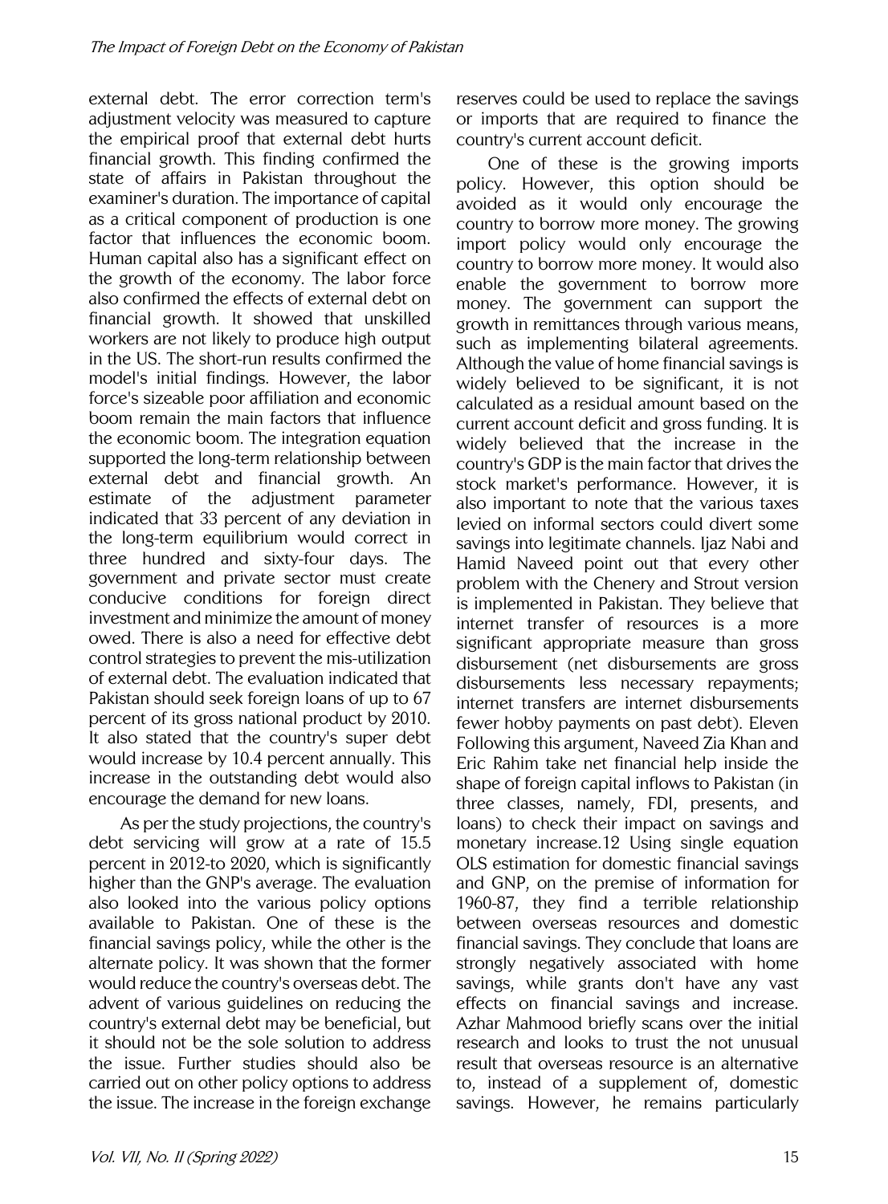external debt. The error correction term's adjustment velocity was measured to capture the empirical proof that external debt hurts financial growth. This finding confirmed the state of affairs in Pakistan throughout the examiner's duration. The importance of capital as a critical component of production is one factor that influences the economic boom. Human capital also has a significant effect on the growth of the economy. The labor force also confirmed the effects of external debt on financial growth. It showed that unskilled workers are not likely to produce high output in the US. The short-run results confirmed the model's initial findings. However, the labor force's sizeable poor affiliation and economic boom remain the main factors that influence the economic boom. The integration equation supported the long-term relationship between external debt and financial growth. An estimate of the adjustment parameter indicated that 33 percent of any deviation in the long-term equilibrium would correct in three hundred and sixty-four days. The government and private sector must create conducive conditions for foreign direct investment and minimize the amount of money owed. There is also a need for effective debt control strategies to prevent the mis-utilization of external debt. The evaluation indicated that Pakistan should seek foreign loans of up to 67 percent of its gross national product by 2010. It also stated that the country's super debt would increase by 10.4 percent annually. This increase in the outstanding debt would also encourage the demand for new loans.

As per the study projections, the country's debt servicing will grow at a rate of 15.5 percent in 2012-to 2020, which is significantly higher than the GNP's average. The evaluation also looked into the various policy options available to Pakistan. One of these is the financial savings policy, while the other is the alternate policy. It was shown that the former would reduce the country's overseas debt. The advent of various guidelines on reducing the country's external debt may be beneficial, but it should not be the sole solution to address the issue. Further studies should also be carried out on other policy options to address the issue. The increase in the foreign exchange reserves could be used to replace the savings or imports that are required to finance the country's current account deficit.

One of these is the growing imports policy. However, this option should be avoided as it would only encourage the country to borrow more money. The growing import policy would only encourage the country to borrow more money. It would also enable the government to borrow more money. The government can support the growth in remittances through various means, such as implementing bilateral agreements. Although the value of home financial savings is widely believed to be significant, it is not calculated as a residual amount based on the current account deficit and gross funding. It is widely believed that the increase in the country's GDP is the main factor that drives the stock market's performance. However, it is also important to note that the various taxes levied on informal sectors could divert some savings into legitimate channels. Ijaz Nabi and Hamid Naveed point out that every other problem with the Chenery and Strout version is implemented in Pakistan. They believe that internet transfer of resources is a more significant appropriate measure than gross disbursement (net disbursements are gross disbursements less necessary repayments; internet transfers are internet disbursements fewer hobby payments on past debt). Eleven Following this argument, Naveed Zia Khan and Eric Rahim take net financial help inside the shape of foreign capital inflows to Pakistan (in three classes, namely, FDI, presents, and loans) to check their impact on savings and monetary increase.12 Using single equation OLS estimation for domestic financial savings and GNP, on the premise of information for 1960-87, they find a terrible relationship between overseas resources and domestic financial savings. They conclude that loans are strongly negatively associated with home savings, while grants don't have any vast effects on financial savings and increase. Azhar Mahmood briefly scans over the initial research and looks to trust the not unusual result that overseas resource is an alternative to, instead of a supplement of, domestic savings. However, he remains particularly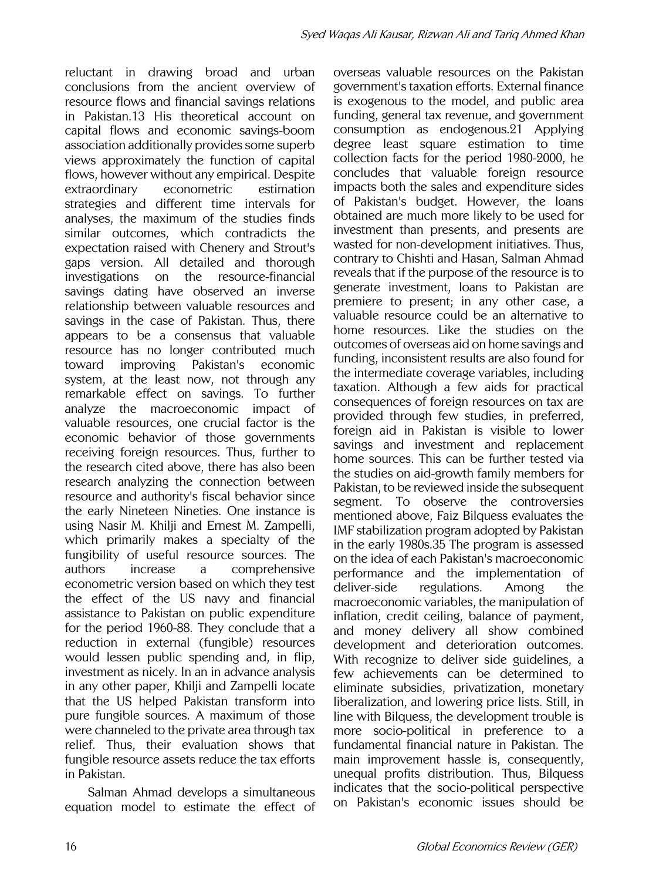reluctant in drawing broad and urban conclusions from the ancient overview of resource flows and financial savings relations in Pakistan.13 His theoretical account on capital flows and economic savings-boom association additionally provides some superb views approximately the function of capital flows, however without any empirical. Despite extraordinary econometric estimation strategies and different time intervals for analyses, the maximum of the studies finds similar outcomes, which contradicts the expectation raised with Chenery and Strout's gaps version. All detailed and thorough investigations on the resource-financial savings dating have observed an inverse relationship between valuable resources and savings in the case of Pakistan. Thus, there appears to be a consensus that valuable resource has no longer contributed much toward improving Pakistan's economic system, at the least now, not through any remarkable effect on savings. To further analyze the macroeconomic impact of valuable resources, one crucial factor is the economic behavior of those governments receiving foreign resources. Thus, further to the research cited above, there has also been research analyzing the connection between resource and authority's fiscal behavior since the early Nineteen Nineties. One instance is using Nasir M. Khilji and Ernest M. Zampelli, which primarily makes a specialty of the fungibility of useful resource sources. The authors increase a comprehensive econometric version based on which they test the effect of the US navy and financial assistance to Pakistan on public expenditure for the period 1960-88. They conclude that a reduction in external (fungible) resources would lessen public spending and, in flip, investment as nicely. In an in advance analysis in any other paper, Khilji and Zampelli locate that the US helped Pakistan transform into pure fungible sources. A maximum of those were channeled to the private area through tax relief. Thus, their evaluation shows that fungible resource assets reduce the tax efforts in Pakistan.

Salman Ahmad develops a simultaneous equation model to estimate the effect of overseas valuable resources on the Pakistan government's taxation efforts. External finance is exogenous to the model, and public area funding, general tax revenue, and government consumption as endogenous.21 Applying degree least square estimation to time collection facts for the period 1980-2000, he concludes that valuable foreign resource impacts both the sales and expenditure sides of Pakistan's budget. However, the loans obtained are much more likely to be used for investment than presents, and presents are wasted for non-development initiatives. Thus, contrary to Chishti and Hasan, Salman Ahmad reveals that if the purpose of the resource is to generate investment, loans to Pakistan are premiere to present; in any other case, a valuable resource could be an alternative to home resources. Like the studies on the outcomes of overseas aid on home savings and funding, inconsistent results are also found for the intermediate coverage variables, including taxation. Although a few aids for practical consequences of foreign resources on tax are provided through few studies, in preferred, foreign aid in Pakistan is visible to lower savings and investment and replacement home sources. This can be further tested via the studies on aid-growth family members for Pakistan, to be reviewed inside the subsequent segment. To observe the controversies mentioned above, Faiz Bilquess evaluates the IMF stabilization program adopted by Pakistan in the early 1980s.35 The program is assessed on the idea of each Pakistan's macroeconomic performance and the implementation of deliver-side regulations. Among the macroeconomic variables, the manipulation of inflation, credit ceiling, balance of payment, and money delivery all show combined development and deterioration outcomes. With recognize to deliver side guidelines, a few achievements can be determined to eliminate subsidies, privatization, monetary liberalization, and lowering price lists. Still, in line with Bilquess, the development trouble is more socio-political in preference to a fundamental financial nature in Pakistan. The main improvement hassle is, consequently, unequal profits distribution. Thus, Bilquess indicates that the socio-political perspective on Pakistan's economic issues should be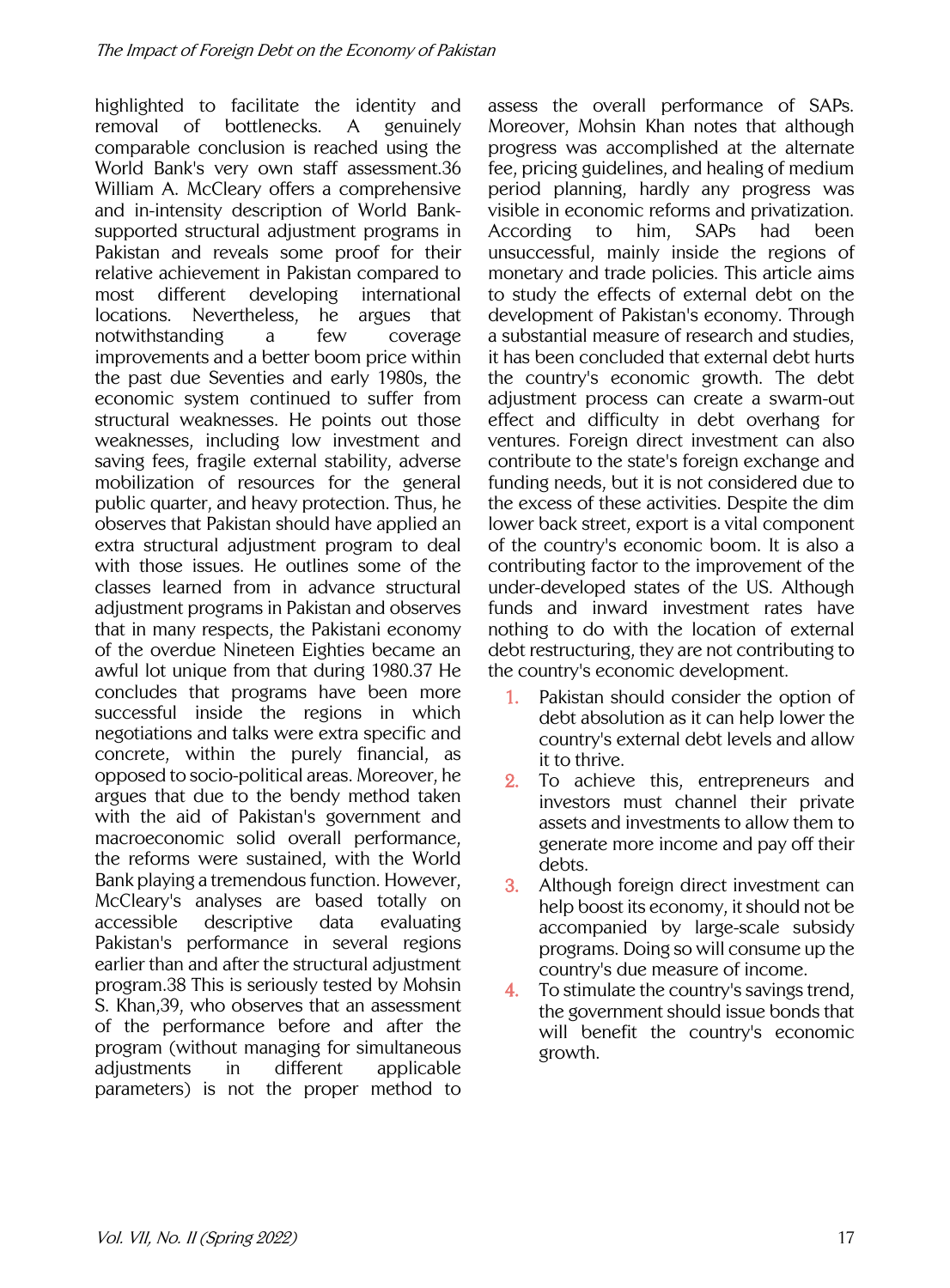highlighted to facilitate the identity and removal of bottlenecks. A genuinely comparable conclusion is reached using the World Bank's very own staff assessment.36 William A. McCleary offers a comprehensive and in-intensity description of World Bank-supported structural adjustment programs in Pakistan and reveals some proof for their relative achievement in Pakistan compared to most different developing international locations. Nevertheless, he argues that notwithstanding a few coverage improvements and a better boom price within the past due Seventies and early 1980s, the economic system continued to suffer from structural weaknesses. He points out those weaknesses, including low investment and saving fees, fragile external stability, adverse mobilization of resources for the general public quarter, and heavy protection. Thus, he observes that Pakistan should have applied an extra structural adjustment program to deal with those issues. He outlines some of the classes learned from in advance structural adjustment programs in Pakistan and observes that in many respects, the Pakistani economy of the overdue Nineteen Eighties became an awful lot unique from that during 1980.37 He concludes that programs have been more successful inside the regions in which negotiations and talks were extra specific and concrete, within the purely financial, as opposed to socio-political areas. Moreover, he argues that due to the bendy method taken with the aid of Pakistan's government and macroeconomic solid overall performance, the reforms were sustained, with the World Bank playing a tremendous function. However, McCleary's analyses are based totally on accessible descriptive data evaluating Pakistan's performance in several regions earlier than and after the structural adjustment program.38 This is seriously tested by Mohsin S. Khan,39, who observes that an assessment of the performance before and after the program (without managing for simultaneous adjustments in different applicable parameters) is not the proper method to assess the overall performance of SAPs. Moreover, Mohsin Khan notes that although progress was accomplished at the alternate fee, pricing guidelines, and healing of medium period planning, hardly any progress was visible in economic reforms and privatization. According to him, SAPs had been unsuccessful, mainly inside the regions of monetary and trade policies. This article aims to study the effects of external debt on the development of Pakistan's economy. Through a substantial measure of research and studies, it has been concluded that external debt hurts the country's economic growth. The debt adjustment process can create a swarm-out effect and difficulty in debt overhang for ventures. Foreign direct investment can also contribute to the state's foreign exchange and funding needs, but it is not considered due to the excess of these activities. Despite the dim lower back street, export is a vital component of the country's economic boom. It is also a contributing factor to the improvement of the under-developed states of the US. Although funds and inward investment rates have nothing to do with the location of external debt restructuring, they are not contributing to the country's economic development.

1. Pakistan should consider the option of debt absolution as it can help lower the country's external debt levels and allow it to thrive.
2. To achieve this, entrepreneurs and investors must channel their private assets and investments to allow them to generate more income and pay off their debts.
3. Although foreign direct investment can help boost its economy, it should not be accompanied by large-scale subsidy programs. Doing so will consume up the country's due measure of income.
4. To stimulate the country's savings trend, the government should issue bonds that will benefit the country's economic growth.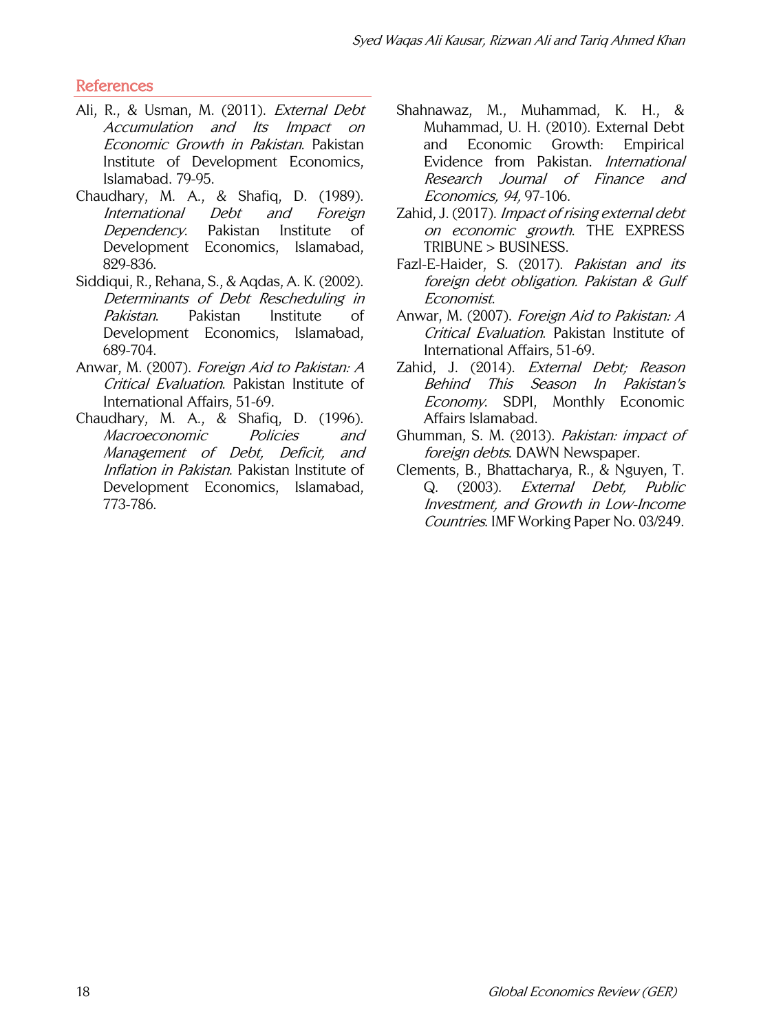## References

Ali, R., & Usman, M. (2011). *External Debt Accumulation and Its Impact on Economic Growth in Pakistan*. Pakistan Institute of Development Economics, Islamabad. 79-95.

Chaudhary, M. A., & Shafiq, D. (1989). *International Debt and Foreign Dependency*. Pakistan Institute of Development Economics, Islamabad, 829-836.

Siddiqui, R., Rehana, S., & Aqdas, A. K. (2002). *Determinants of Debt Rescheduling in Pakistan*. Pakistan Institute of Development Economics, Islamabad, 689-704.

Anwar, M. (2007). *Foreign Aid to Pakistan: A Critical Evaluation*. Pakistan Institute of International Affairs, 51-69.

Chaudhary, M. A., & Shafiq, D. (1996). *Macroeconomic Policies and Management of Debt, Deficit, and Inflation in Pakistan*. Pakistan Institute of Development Economics, Islamabad, 773-786.

Shahnawaz, M., Muhammad, K. H., & Muhammad, U. H. (2010). External Debt and Economic Growth: Empirical Evidence from Pakistan. *International Research Journal of Finance and Economics, 94,* 97-106.

Zahid, J. (2017). *Impact of rising external debt on economic growth*. THE EXPRESS TRIBUNE > BUSINESS.

Fazl-E-Haider, S. (2017). *Pakistan and its foreign debt obligation. Pakistan & Gulf Economist*.

Anwar, M. (2007). *Foreign Aid to Pakistan: A Critical Evaluation*. Pakistan Institute of International Affairs, 51-69.

Zahid, J. (2014). *External Debt; Reason Behind This Season In Pakistan's Economy*. SDPI, Monthly Economic Affairs Islamabad.

Ghumman, S. M. (2013). *Pakistan: impact of foreign debts*. DAWN Newspaper.

Clements, B., Bhattacharya, R., & Nguyen, T. Q. (2003). *External Debt, Public Investment, and Growth in Low-Income Countries*. IMF Working Paper No. 03/249.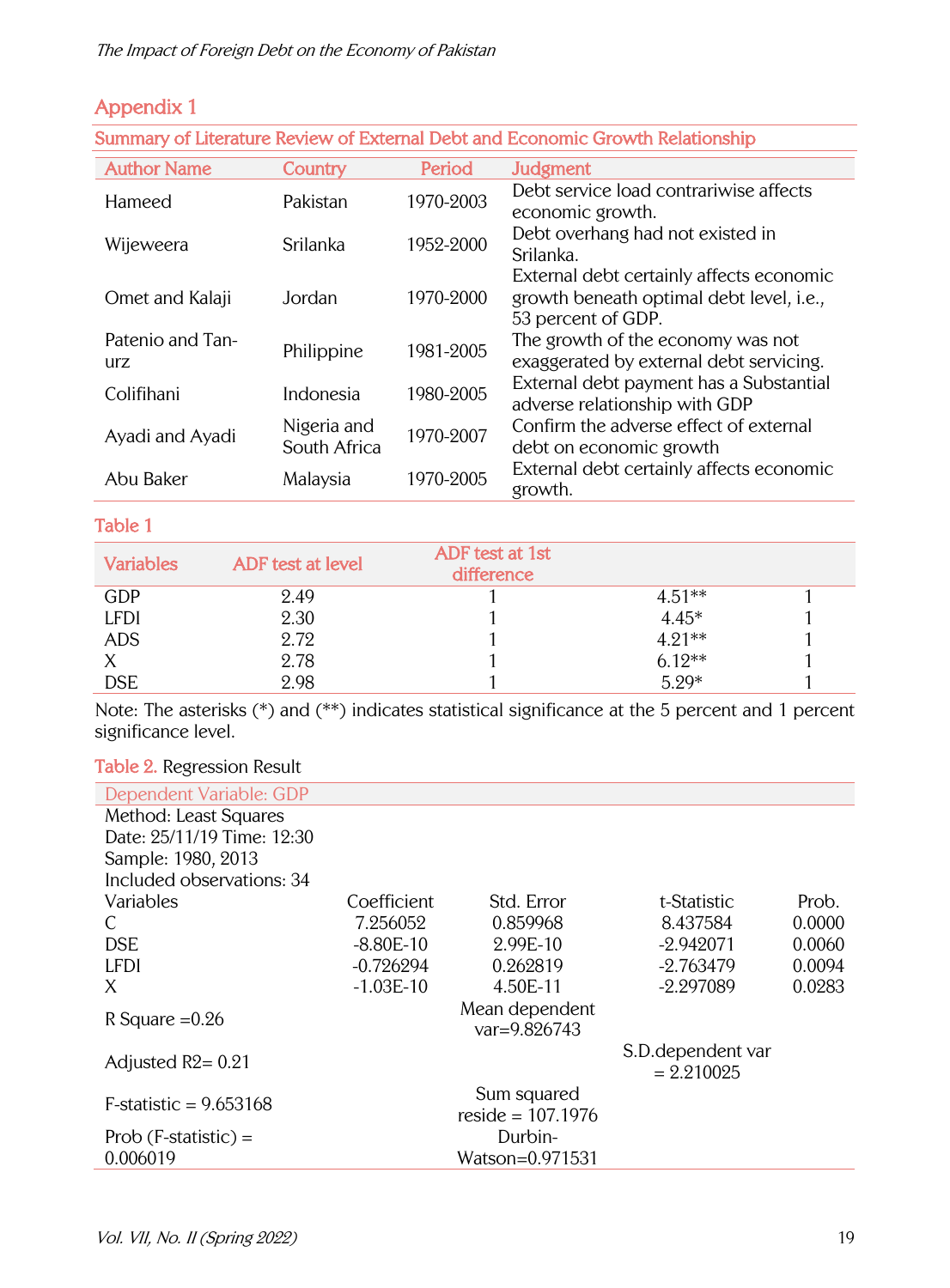## Appendix 1

### Summary of Literature Review of External Debt and Economic Growth Relationship

| Author Name | Country | Period | Judgment |
|---|---|---|---|
| Hameed | Pakistan | 1970-2003 | Debt service load contrariwise affects economic growth. |
| Wijeweera | Srilanka | 1952-2000 | Debt overhang had not existed in Srilanka. |
| Omet and Kalaji | Jordan | 1970-2000 | External debt certainly affects economic growth beneath optimal debt level, i.e., 53 percent of GDP. |
| Patenio and Tan-urz | Philippine | 1981-2005 | The growth of the economy was not exaggerated by external debt servicing. |
| Colifihani | Indonesia | 1980-2005 | External debt payment has a Substantial adverse relationship with GDP |
| Ayadi and Ayadi | Nigeria and South Africa | 1970-2007 | Confirm the adverse effect of external debt on economic growth |
| Abu Baker | Malaysia | 1970-2005 | External debt certainly affects economic growth. |

### Table 1

| Variables | ADF test at level | | ADF test at 1st difference | |
|---|---|---|---|---|
| GDP | 2.49 | 1 | 4.51** | 1 |
| LFDI | 2.30 | 1 | 4.45* | 1 |
| ADS | 2.72 | 1 | 4.21** | 1 |
| X | 2.78 | 1 | 6.12** | 1 |
| DSE | 2.98 | 1 | 5.29* | 1 |

Note: The asterisks (*) and (**) indicates statistical significance at the 5 percent and 1 percent significance level.

### Table 2. Regression Result

Dependent Variable: GDP

Method: Least Squares

Date: 25/11/19 Time: 12:30

Sample: 1980, 2013

Included observations: 34

| Variables | Coefficient | Std. Error | t-Statistic | Prob. |
|---|---|---|---|---|
| C | 7.256052 | 0.859968 | 8.437584 | 0.0000 |
| DSE | -8.80E-10 | 2.99E-10 | -2.942071 | 0.0060 |
| LFDI | -0.726294 | 0.262819 | -2.763479 | 0.0094 |
| X | -1.03E-10 | 4.50E-11 | -2.297089 | 0.0283 |
| R Square =0.26 | | Mean dependent var=9.826743 | | |
| Adjusted R2= 0.21 | | | S.D.dependent var = 2.210025 | |
| F-statistic = 9.653168 | | Sum squared reside = 107.1976 | | |
| Prob (F-statistic) = 0.006019 | | Durbin-Watson=0.971531 | | |